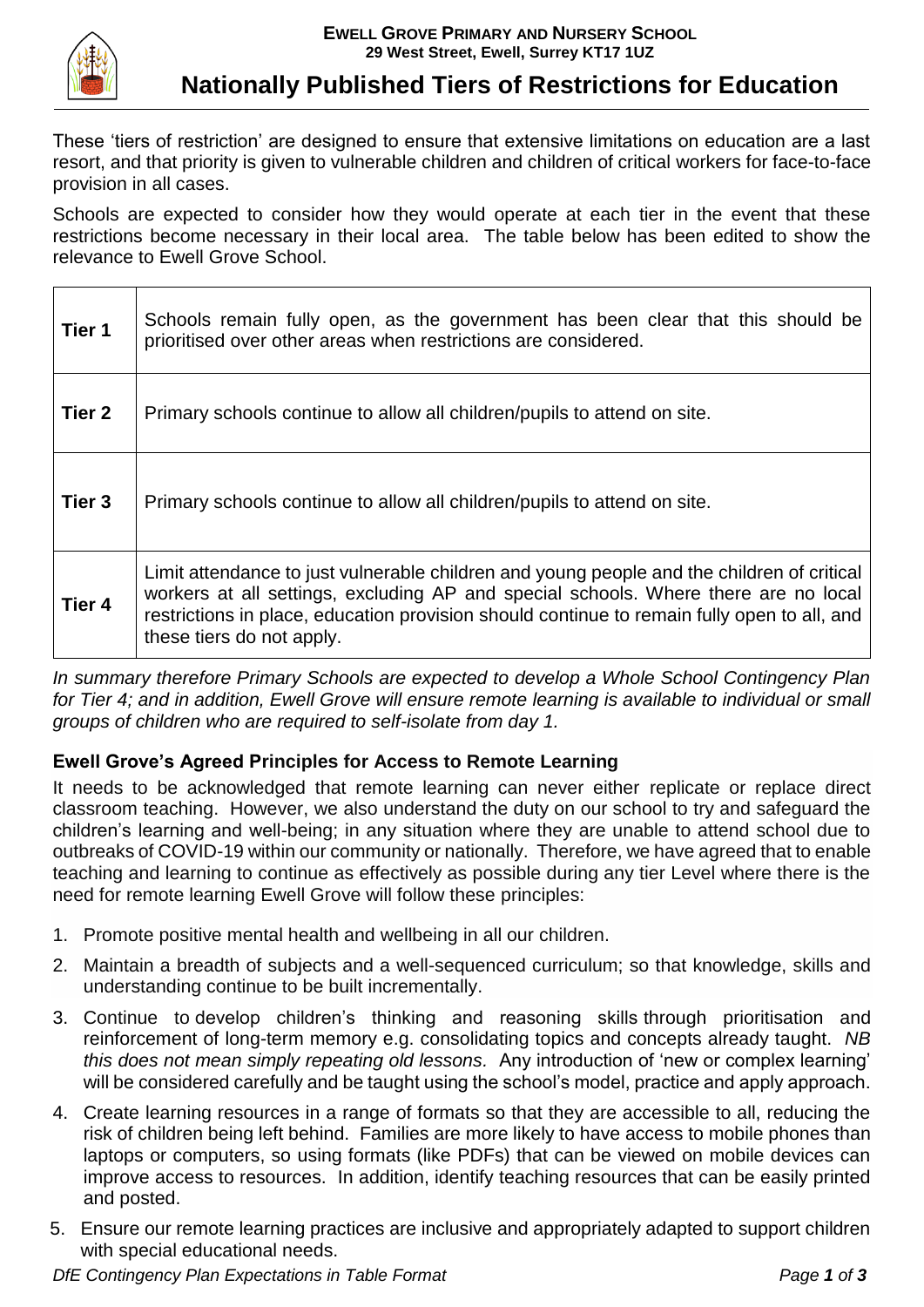**Ewell Grove Primary and Nursery School**
**29 West Street, Ewell, Surrey KT17 1UZ**

# Nationally Published Tiers of Restrictions for Education

These 'tiers of restriction' are designed to ensure that extensive limitations on education are a last resort, and that priority is given to vulnerable children and children of critical workers for face-to-face provision in all cases.

Schools are expected to consider how they would operate at each tier in the event that these restrictions become necessary in their local area. The table below has been edited to show the relevance to Ewell Grove School.

| | |
|---|---|
| **Tier 1** | Schools remain fully open, as the government has been clear that this should be prioritised over other areas when restrictions are considered. |
| **Tier 2** | Primary schools continue to allow all children/pupils to attend on site. |
| **Tier 3** | Primary schools continue to allow all children/pupils to attend on site. |
| **Tier 4** | Limit attendance to just vulnerable children and young people and the children of critical workers at all settings, excluding AP and special schools. Where there are no local restrictions in place, education provision should continue to remain fully open to all, and these tiers do not apply. |

*In summary therefore Primary Schools are expected to develop a Whole School Contingency Plan for Tier 4; and in addition, Ewell Grove will ensure remote learning is available to individual or small groups of children who are required to self-isolate from day 1.*

### Ewell Grove's Agreed Principles for Access to Remote Learning

It needs to be acknowledged that remote learning can never either replicate or replace direct classroom teaching. However, we also understand the duty on our school to try and safeguard the children's learning and well-being; in any situation where they are unable to attend school due to outbreaks of COVID-19 within our community or nationally. Therefore, we have agreed that to enable teaching and learning to continue as effectively as possible during any tier Level where there is the need for remote learning Ewell Grove will follow these principles:

1. Promote positive mental health and wellbeing in all our children.
2. Maintain a breadth of subjects and a well-sequenced curriculum; so that knowledge, skills and understanding continue to be built incrementally.
3. Continue to develop children's thinking and reasoning skills through prioritisation and reinforcement of long-term memory e.g. consolidating topics and concepts already taught. *NB this does not mean simply repeating old lessons.* Any introduction of 'new or complex learning' will be considered carefully and be taught using the school's model, practice and apply approach.
4. Create learning resources in a range of formats so that they are accessible to all, reducing the risk of children being left behind. Families are more likely to have access to mobile phones than laptops or computers, so using formats (like PDFs) that can be viewed on mobile devices can improve access to resources. In addition, identify teaching resources that can be easily printed and posted.
5. Ensure our remote learning practices are inclusive and appropriately adapted to support children with special educational needs.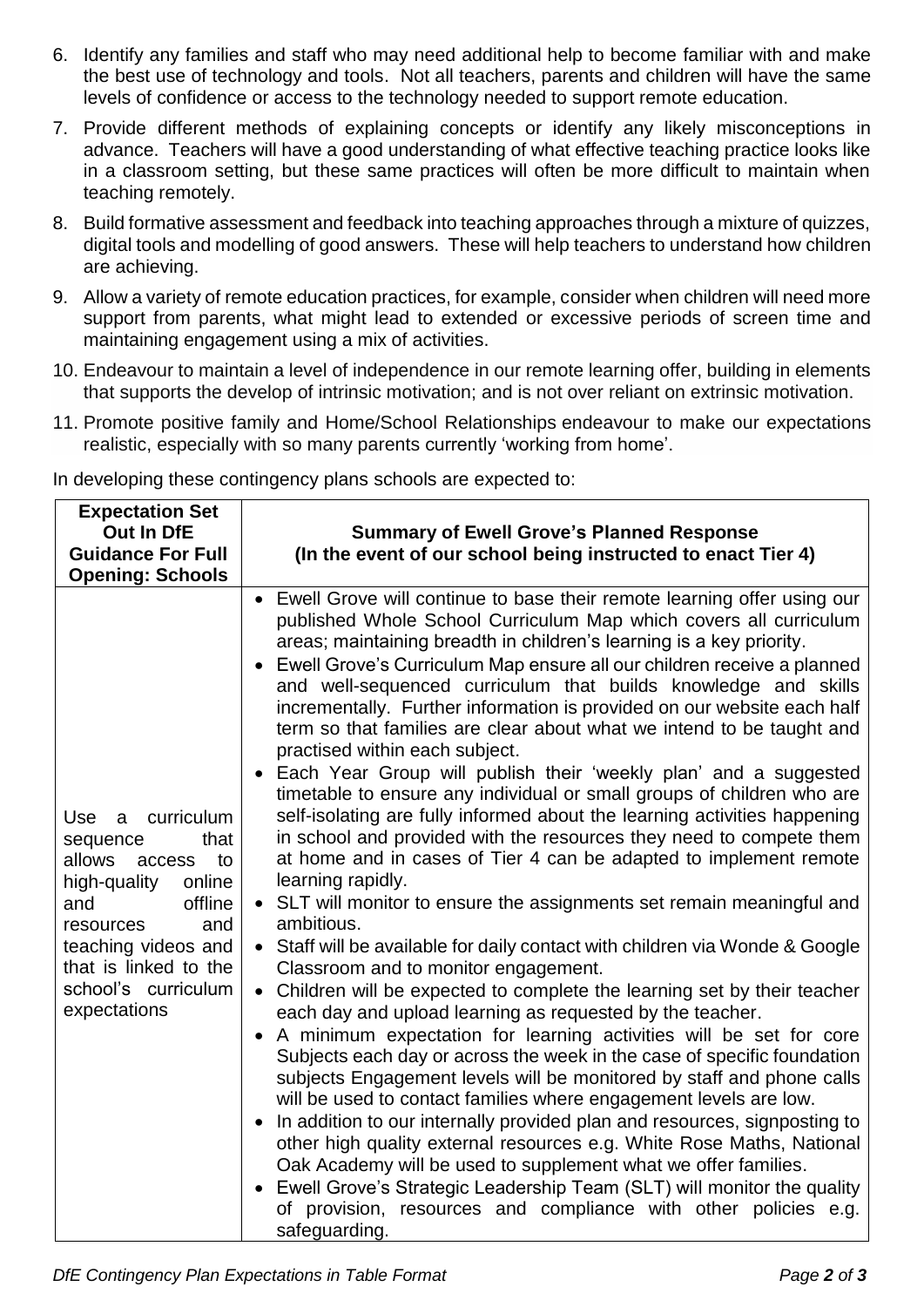6. Identify any families and staff who may need additional help to become familiar with and make the best use of technology and tools. Not all teachers, parents and children will have the same levels of confidence or access to the technology needed to support remote education.
7. Provide different methods of explaining concepts or identify any likely misconceptions in advance. Teachers will have a good understanding of what effective teaching practice looks like in a classroom setting, but these same practices will often be more difficult to maintain when teaching remotely.
8. Build formative assessment and feedback into teaching approaches through a mixture of quizzes, digital tools and modelling of good answers. These will help teachers to understand how children are achieving.
9. Allow a variety of remote education practices, for example, consider when children will need more support from parents, what might lead to extended or excessive periods of screen time and maintaining engagement using a mix of activities.
10. Endeavour to maintain a level of independence in our remote learning offer, building in elements that supports the develop of intrinsic motivation; and is not over reliant on extrinsic motivation.
11. Promote positive family and Home/School Relationships endeavour to make our expectations realistic, especially with so many parents currently 'working from home'.

In developing these contingency plans schools are expected to:

| **Expectation Set Out In DfE Guidance For Full Opening: Schools** | **Summary of Ewell Grove's Planned Response (In the event of our school being instructed to enact Tier 4)** |
|---|---|
| Use a curriculum sequence that allows access to high-quality online and offline resources and teaching videos and that is linked to the school's curriculum expectations | • Ewell Grove will continue to base their remote learning offer using our published Whole School Curriculum Map which covers all curriculum areas; maintaining breadth in children's learning is a key priority.<br>• Ewell Grove's Curriculum Map ensure all our children receive a planned and well-sequenced curriculum that builds knowledge and skills incrementally. Further information is provided on our website each half term so that families are clear about what we intend to be taught and practised within each subject.<br>• Each Year Group will publish their 'weekly plan' and a suggested timetable to ensure any individual or small groups of children who are self-isolating are fully informed about the learning activities happening in school and provided with the resources they need to compete them at home and in cases of Tier 4 can be adapted to implement remote learning rapidly.<br>• SLT will monitor to ensure the assignments set remain meaningful and ambitious.<br>• Staff will be available for daily contact with children via Wonde & Google Classroom and to monitor engagement.<br>• Children will be expected to complete the learning set by their teacher each day and upload learning as requested by the teacher.<br>• A minimum expectation for learning activities will be set for core Subjects each day or across the week in the case of specific foundation subjects Engagement levels will be monitored by staff and phone calls will be used to contact families where engagement levels are low.<br>• In addition to our internally provided plan and resources, signposting to other high quality external resources e.g. White Rose Maths, National Oak Academy will be used to supplement what we offer families.<br>• Ewell Grove's Strategic Leadership Team (SLT) will monitor the quality of provision, resources and compliance with other policies e.g. safeguarding. |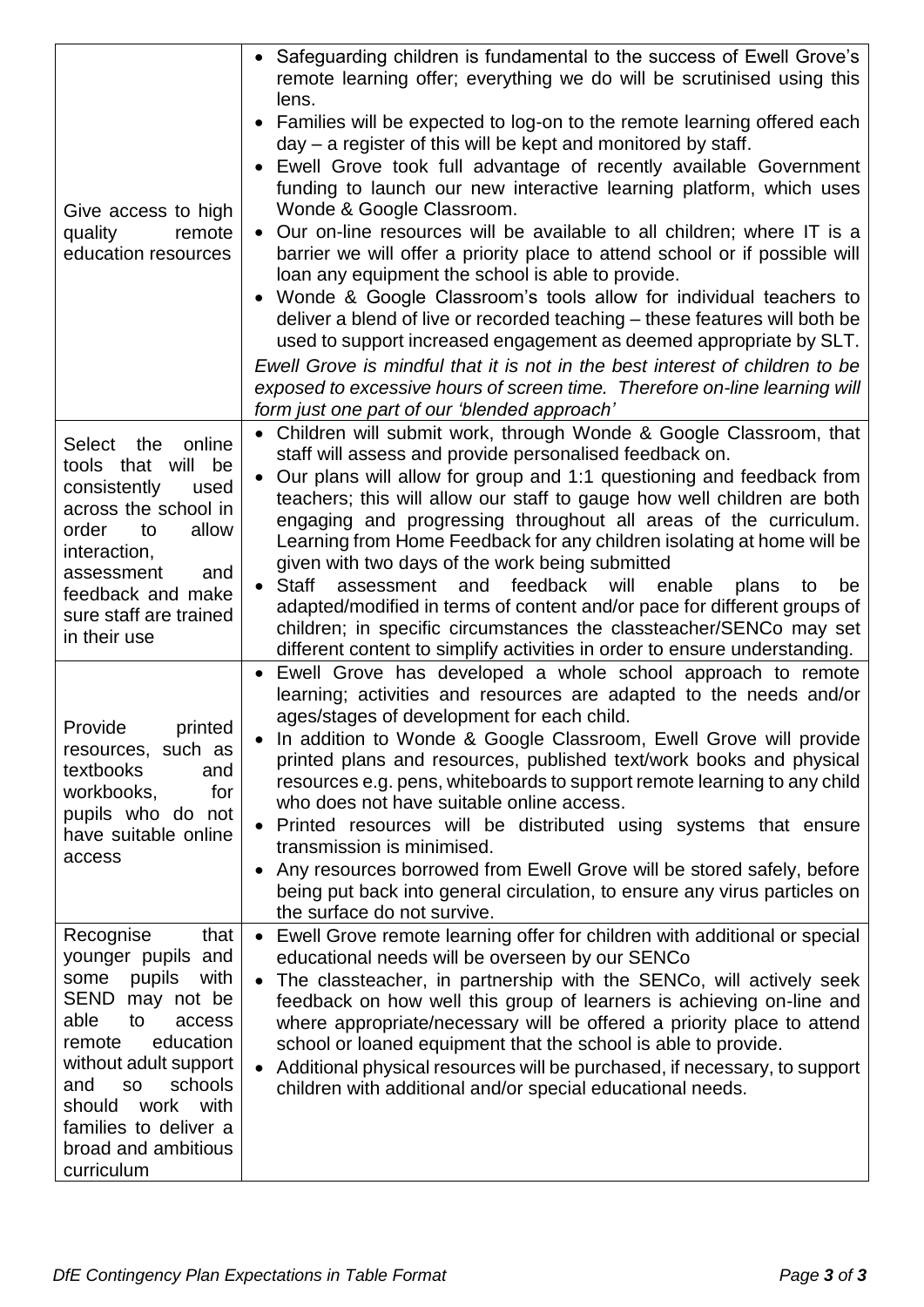| | |
|---|---|
| Give access to high quality remote education resources | • Safeguarding children is fundamental to the success of Ewell Grove's remote learning offer; everything we do will be scrutinised using this lens.<br>• Families will be expected to log-on to the remote learning offered each day – a register of this will be kept and monitored by staff.<br>• Ewell Grove took full advantage of recently available Government funding to launch our new interactive learning platform, which uses Wonde & Google Classroom.<br>• Our on-line resources will be available to all children; where IT is a barrier we will offer a priority place to attend school or if possible will loan any equipment the school is able to provide.<br>• Wonde & Google Classroom's tools allow for individual teachers to deliver a blend of live or recorded teaching – these features will both be used to support increased engagement as deemed appropriate by SLT.<br>*Ewell Grove is mindful that it is not in the best interest of children to be exposed to excessive hours of screen time. Therefore on-line learning will form just one part of our 'blended approach'* |
| Select the online tools that will be consistently used across the school in order to allow interaction, assessment and feedback and make sure staff are trained in their use | • Children will submit work, through Wonde & Google Classroom, that staff will assess and provide personalised feedback on.<br>• Our plans will allow for group and 1:1 questioning and feedback from teachers; this will allow our staff to gauge how well children are both engaging and progressing throughout all areas of the curriculum. Learning from Home Feedback for any children isolating at home will be given with two days of the work being submitted<br>• Staff assessment and feedback will enable plans to be adapted/modified in terms of content and/or pace for different groups of children; in specific circumstances the classteacher/SENCo may set different content to simplify activities in order to ensure understanding. |
| Provide printed resources, such as textbooks and workbooks, for pupils who do not have suitable online access | • Ewell Grove has developed a whole school approach to remote learning; activities and resources are adapted to the needs and/or ages/stages of development for each child.<br>• In addition to Wonde & Google Classroom, Ewell Grove will provide printed plans and resources, published text/work books and physical resources e.g. pens, whiteboards to support remote learning to any child who does not have suitable online access.<br>• Printed resources will be distributed using systems that ensure transmission is minimised.<br>• Any resources borrowed from Ewell Grove will be stored safely, before being put back into general circulation, to ensure any virus particles on the surface do not survive. |
| Recognise that younger pupils and some pupils with SEND may not be able to access remote education without adult support and so schools should work with families to deliver a broad and ambitious curriculum | • Ewell Grove remote learning offer for children with additional or special educational needs will be overseen by our SENCo<br>• The classteacher, in partnership with the SENCo, will actively seek feedback on how well this group of learners is achieving on-line and where appropriate/necessary will be offered a priority place to attend school or loaned equipment that the school is able to provide.<br>• Additional physical resources will be purchased, if necessary, to support children with additional and/or special educational needs. |